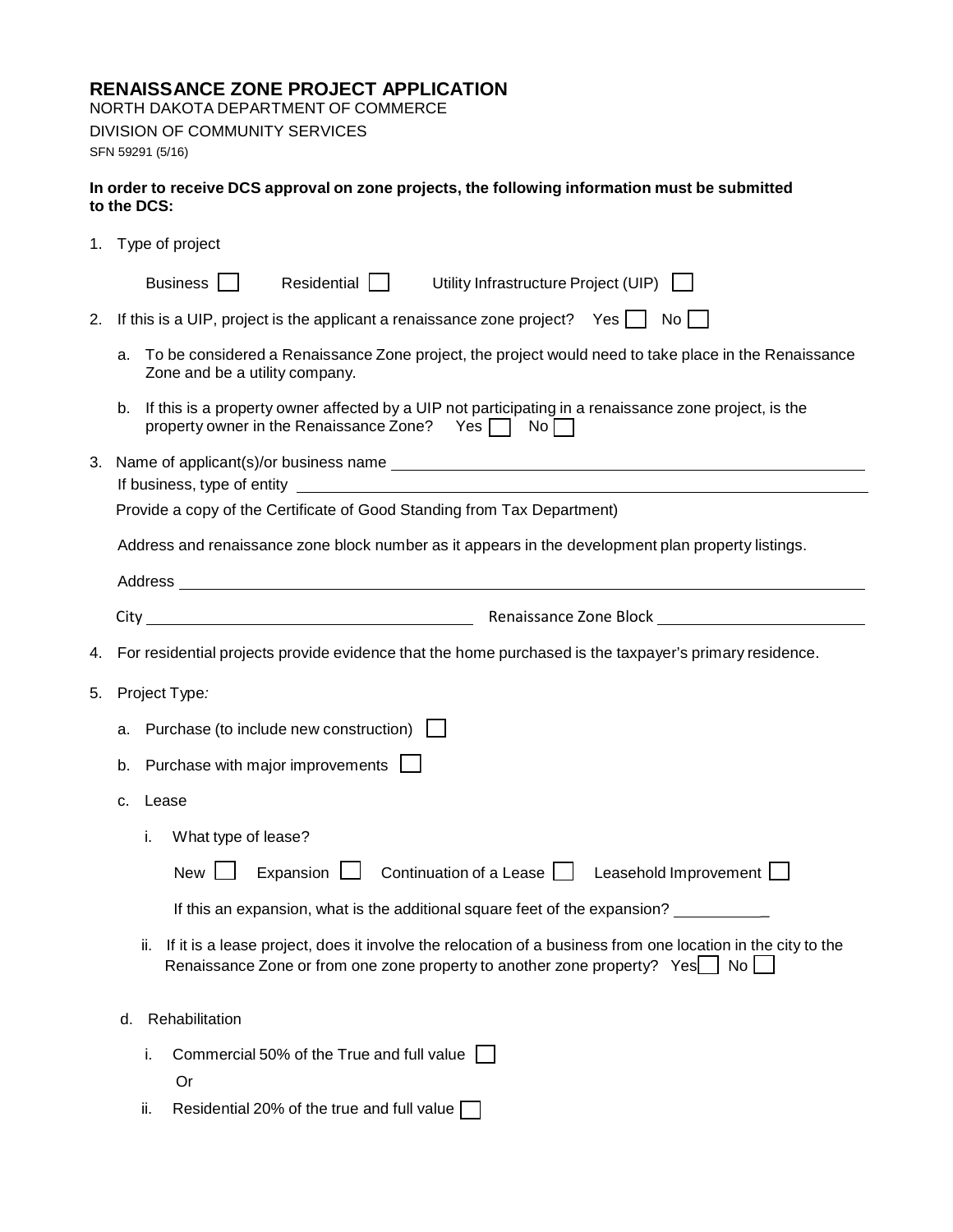# RENAISSANCE ZONE PROJECT APPLICATION

NORTH DAKOTA DEPARTMENT OF COMMERCE

DIVISION OF COMMUNITY SERVICES

SFN 59291 (5/16)

**In order to receive DCS approval on zone projects, the following information must be submitted to the DCS:**

1. Type of project

   Business ☐ Residential ☐ Utility Infrastructure Project (UIP) ☐

2. If this is a UIP, project is the applicant a renaissance zone project? Yes ☐ No ☐

   a. To be considered a Renaissance Zone project, the project would need to take place in the Renaissance Zone and be a utility company.

   b. If this is a property owner affected by a UIP not participating in a renaissance zone project, is the property owner in the Renaissance Zone? Yes ☐ No ☐

3. Name of applicant(s)/or business name ______________________________

   If business, type of entity ______________________________

   Provide a copy of the Certificate of Good Standing from Tax Department)

   Address and renaissance zone block number as it appears in the development plan property listings.

   Address ______________________________

   City ____________________ Renaissance Zone Block ____________________

4. For residential projects provide evidence that the home purchased is the taxpayer's primary residence.

5. Project Type:

   a. Purchase (to include new construction) ☐

   b. Purchase with major improvements ☐

   c. Lease

      i. What type of lease?

         New ☐ Expansion ☐ Continuation of a Lease ☐ Leasehold Improvement ☐

         If this an expansion, what is the additional square feet of the expansion? __________

      ii. If it is a lease project, does it involve the relocation of a business from one location in the city to the Renaissance Zone or from one zone property to another zone property? Yes ☐ No ☐

   d. Rehabilitation

      i. Commercial 50% of the True and full value ☐

         Or

      ii. Residential 20% of the true and full value ☐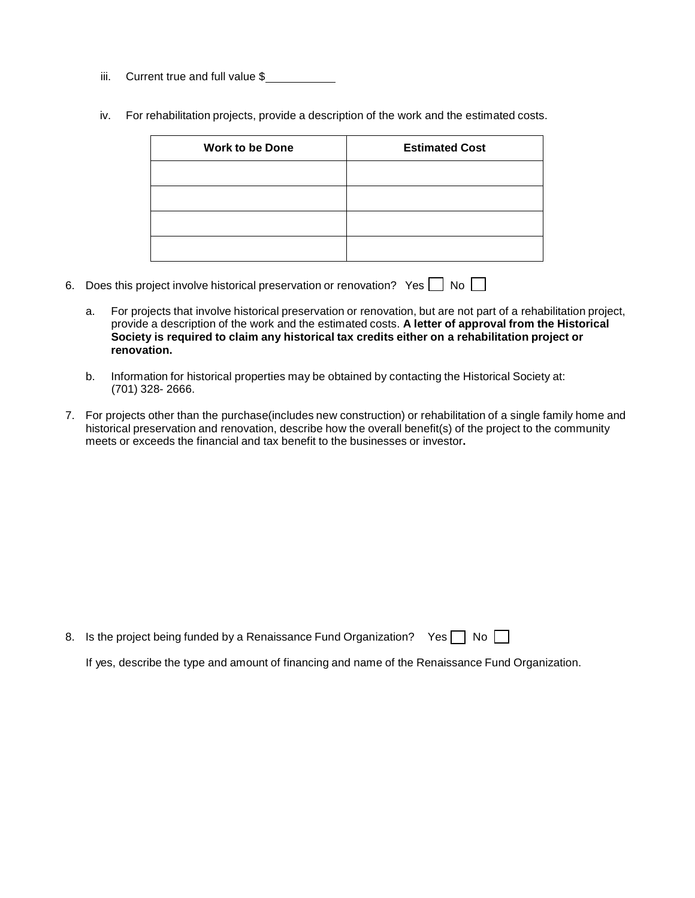iii. Current true and full value $\_\_\_\_\_\_\_\_\_\_\_

iv. For rehabilitation projects, provide a description of the work and the estimated costs.

| Work to be Done | Estimated Cost |
|---|---|
| | |
| | |
| | |
| | |

6. Does this project involve historical preservation or renovation? Yes ☐ No ☐

   a. For projects that involve historical preservation or renovation, but are not part of a rehabilitation project, provide a description of the work and the estimated costs. **A letter of approval from the Historical Society is required to claim any historical tax credits either on a rehabilitation project or renovation.**

   b. Information for historical properties may be obtained by contacting the Historical Society at: (701) 328- 2666.

7. For projects other than the purchase(includes new construction) or rehabilitation of a single family home and historical preservation and renovation, describe how the overall benefit(s) of the project to the community meets or exceeds the financial and tax benefit to the businesses or investor**.**

8. Is the project being funded by a Renaissance Fund Organization? Yes ☐ No ☐

   If yes, describe the type and amount of financing and name of the Renaissance Fund Organization.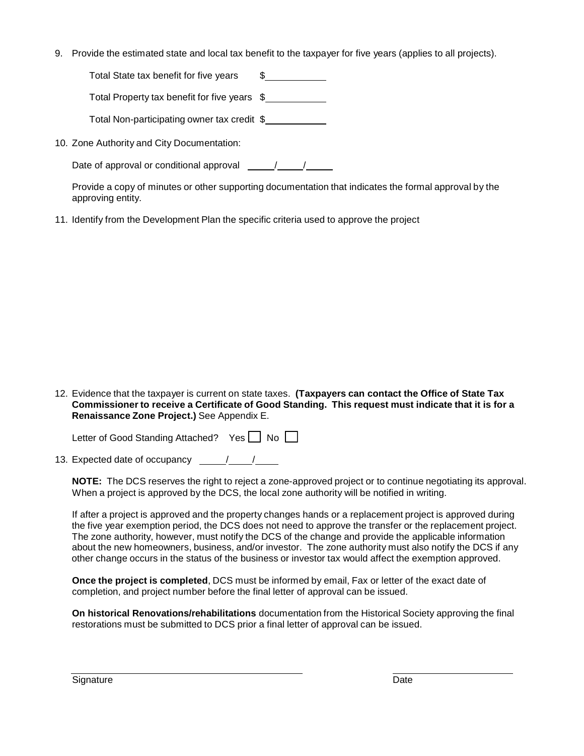9. Provide the estimated state and local tax benefit to the taxpayer for five years (applies to all projects).

   Total State tax benefit for five years $\_\_\_\_\_\_\_\_\_\_

   Total Property tax benefit for five years $\_\_\_\_\_\_\_\_\_\_

   Total Non-participating owner tax credit $\_\_\_\_\_\_\_\_\_\_

10. Zone Authority and City Documentation:

    Date of approval or conditional approval \_\_\_\_\_/\_\_\_\_\_/\_\_\_\_\_

    Provide a copy of minutes or other supporting documentation that indicates the formal approval by the approving entity.

11. Identify from the Development Plan the specific criteria used to approve the project

12. Evidence that the taxpayer is current on state taxes. **(Taxpayers can contact the Office of State Tax Commissioner to receive a Certificate of Good Standing. This request must indicate that it is for a Renaissance Zone Project.)** See Appendix E.

    Letter of Good Standing Attached? Yes ☐ No ☐

13. Expected date of occupancy \_\_\_\_\_/\_\_\_\_/\_\_\_\_

    **NOTE:** The DCS reserves the right to reject a zone-approved project or to continue negotiating its approval. When a project is approved by the DCS, the local zone authority will be notified in writing.

    If after a project is approved and the property changes hands or a replacement project is approved during the five year exemption period, the DCS does not need to approve the transfer or the replacement project. The zone authority, however, must notify the DCS of the change and provide the applicable information about the new homeowners, business, and/or investor. The zone authority must also notify the DCS if any other change occurs in the status of the business or investor tax would affect the exemption approved.

    **Once the project is completed**, DCS must be informed by email, Fax or letter of the exact date of completion, and project number before the final letter of approval can be issued.

    **On historical Renovations/rehabilitations** documentation from the Historical Society approving the final restorations must be submitted to DCS prior a final letter of approval can be issued.

\_\_\_\_\_\_\_\_\_\_\_\_\_\_\_\_\_\_\_\_\_\_\_\_\_\_\_\_\_\_\_\_\_\_\_\_\_\_\_\_ \_\_\_\_\_\_\_\_\_\_\_\_\_\_\_\_\_\_\_\_\_\_

Signature Date